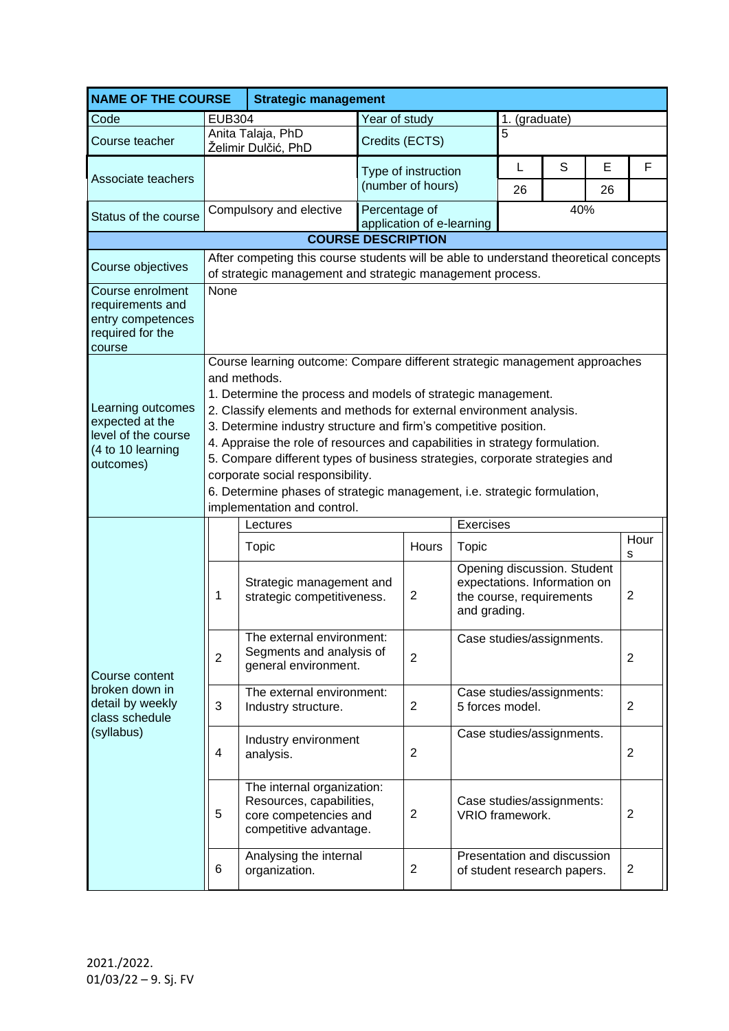| NAME OF THE COURSE | Strategic management | | | | | |
|---|---|---|---|---|---|---|
| Code | EUB304 | Year of study | 1. (graduate) | | | |
| Course teacher | Anita Talaja, PhD<br>Želimir Dulčić, PhD | Credits (ECTS) | 5 | | | |
| Associate teachers | | Type of instruction (number of hours) | L | S | E | F |
| | | | 26 | | 26 | |
| Status of the course | Compulsory and elective | Percentage of application of e-learning | 40% | | | |

**COURSE DESCRIPTION**

| | |
|---|---|
| Course objectives | After competing this course students will be able to understand theoretical concepts of strategic management and strategic management process. |
| Course enrolment requirements and entry competences required for the course | None |
| Learning outcomes expected at the level of the course (4 to 10 learning outcomes) | Course learning outcome: Compare different strategic management approaches and methods.<br>1. Determine the process and models of strategic management.<br>2. Classify elements and methods for external environment analysis.<br>3. Determine industry structure and firm's competitive position.<br>4. Appraise the role of resources and capabilities in strategy formulation.<br>5. Compare different types of business strategies, corporate strategies and corporate social responsibility.<br>6. Determine phases of strategic management, i.e. strategic formulation, implementation and control. |

Course content broken down in detail by weekly class schedule (syllabus)

| | Lectures | | Exercises | |
|---|---|---|---|---|
| | Topic | Hours | Topic | Hours |
| 1 | Strategic management and strategic competitiveness. | 2 | Opening discussion. Student expectations. Information on the course, requirements and grading. | 2 |
| 2 | The external environment: Segments and analysis of general environment. | 2 | Case studies/assignments. | 2 |
| 3 | The external environment: Industry structure. | 2 | Case studies/assignments: 5 forces model. | 2 |
| 4 | Industry environment analysis. | 2 | Case studies/assignments. | 2 |
| 5 | The internal organization: Resources, capabilities, core competencies and competitive advantage. | 2 | Case studies/assignments: VRIO framework. | 2 |
| 6 | Analysing the internal organization. | 2 | Presentation and discussion of student research papers. | 2 |

2021./2022.
01/03/22 – 9. Sj. FV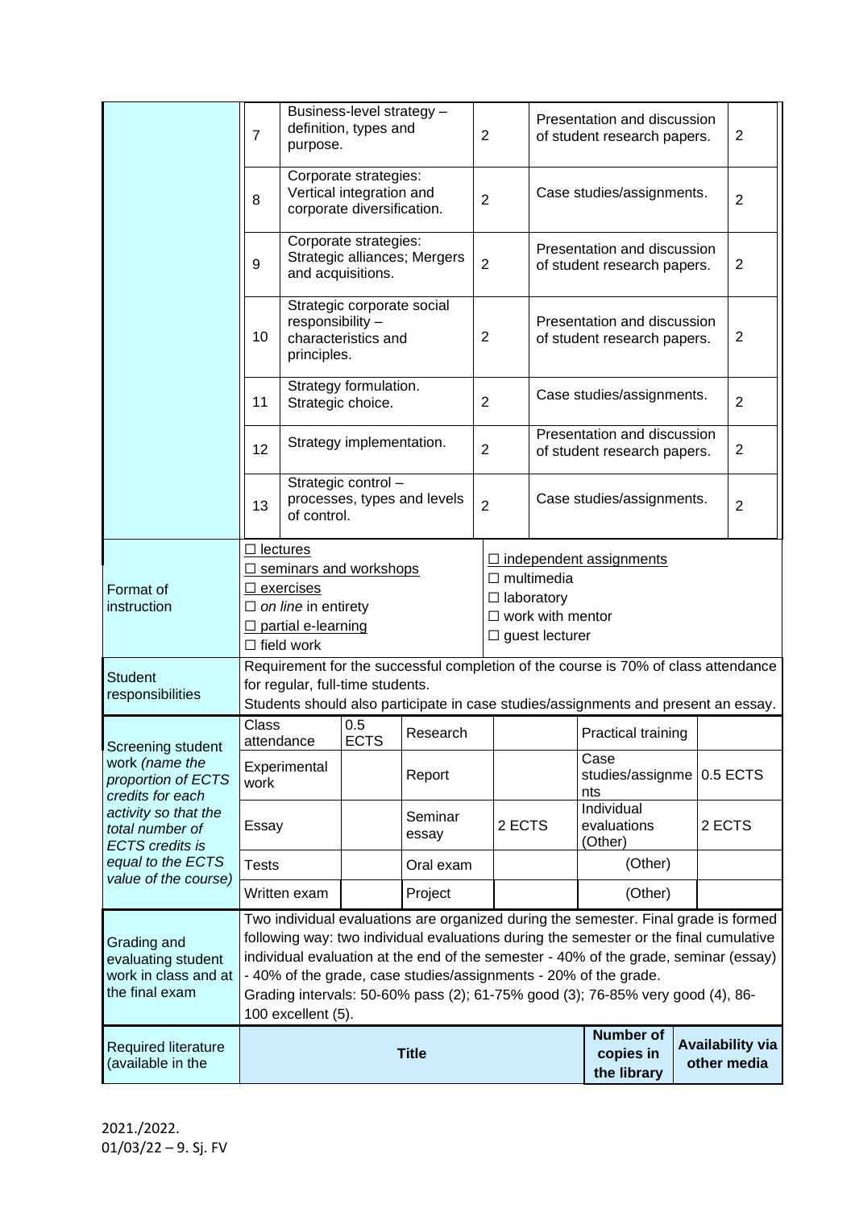| | | | | | |
|---|---|---|---|---|---|
| | 7 | Business-level strategy – definition, types and purpose. | 2 | Presentation and discussion of student research papers. | 2 |
| | 8 | Corporate strategies: Vertical integration and corporate diversification. | 2 | Case studies/assignments. | 2 |
| | 9 | Corporate strategies: Strategic alliances; Mergers and acquisitions. | 2 | Presentation and discussion of student research papers. | 2 |
| | 10 | Strategic corporate social responsibility – characteristics and principles. | 2 | Presentation and discussion of student research papers. | 2 |
| | 11 | Strategy formulation. Strategic choice. | 2 | Case studies/assignments. | 2 |
| | 12 | Strategy implementation. | 2 | Presentation and discussion of student research papers. | 2 |
| | 13 | Strategic control – processes, types and levels of control. | 2 | Case studies/assignments. | 2 |

| | | |
|---|---|---|
| Format of instruction | ☐ lectures<br>☐ seminars and workshops<br>☐ exercises<br>☐ *on line* in entirety<br>☐ partial e-learning<br>☐ field work | ☐ independent assignments<br>☐ multimedia<br>☐ laboratory<br>☐ work with mentor<br>☐ guest lecturer |
| Student responsibilities | Requirement for the successful completion of the course is 70% of class attendance for regular, full-time students.<br>Students should also participate in case studies/assignments and present an essay. | |

| Screening student work *(name the proportion of ECTS credits for each activity so that the total number of ECTS credits is equal to the ECTS value of the course)* | | | | | | |
|---|---|---|---|---|---|---|
| | Class attendance | 0.5 ECTS | Research | | Practical training | |
| | Experimental work | | Report | | Case studies/assignments | 0.5 ECTS |
| | Essay | | Seminar essay | 2 ECTS | Individual evaluations (Other) | 2 ECTS |
| | Tests | | Oral exam | | (Other) | |
| | Written exam | | Project | | (Other) | |

| | |
|---|---|
| Grading and evaluating student work in class and at the final exam | Two individual evaluations are organized during the semester. Final grade is formed following way: two individual evaluations during the semester or the final cumulative individual evaluation at the end of the semester - 40% of the grade, seminar (essay) - 40% of the grade, case studies/assignments - 20% of the grade.<br>Grading intervals: 50-60% pass (2); 61-75% good (3); 76-85% very good (4), 86-100 excellent (5). |

| Required literature (available in the | **Title** | **Number of copies in the library** | **Availability via other media** |
|---|---|---|---|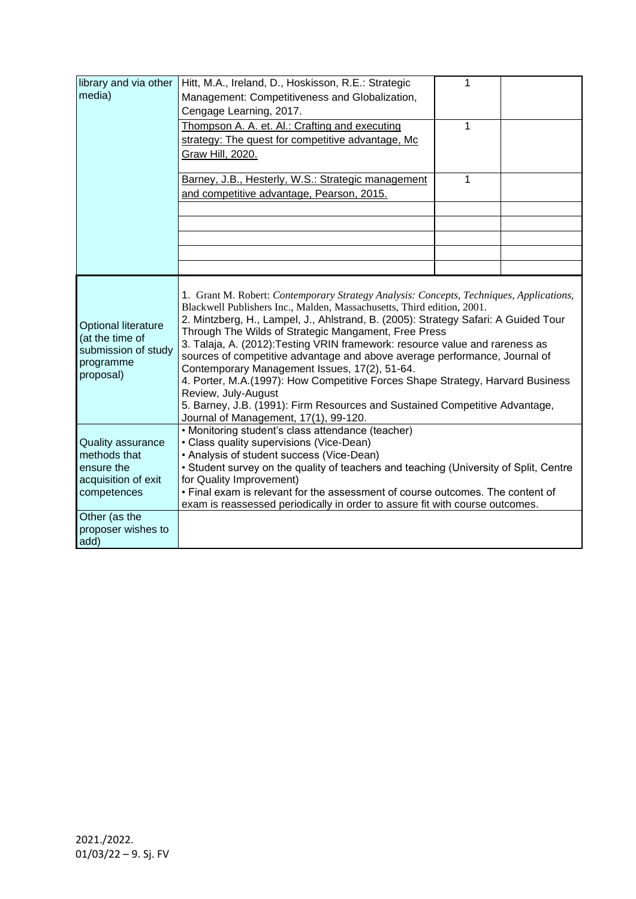| | | | |
|---|---|---|---|
| library and via other media) | Hitt, M.A., Ireland, D., Hoskisson, R.E.: Strategic Management: Competitiveness and Globalization, Cengage Learning, 2017. | 1 | |
| | Thompson A. A. et. Al.: Crafting and executing strategy: The quest for competitive advantage, Mc Graw Hill, 2020. | 1 | |
| | Barney, J.B., Hesterly, W.S.: Strategic management and competitive advantage, Pearson, 2015. | 1 | |
| | | | |
| | | | |
| | | | |
| | | | |
| | | | |
| Optional literature (at the time of submission of study programme proposal) | 1. Grant M. Robert: *Contemporary Strategy Analysis: Concepts, Techniques, Applications,* Blackwell Publishers Inc., Malden, Massachusetts, Third edition, 2001.<br>2. Mintzberg, H., Lampel, J., Ahlstrand, B. (2005): Strategy Safari: A Guided Tour Through The Wilds of Strategic Mangament, Free Press<br>3. Talaja, A. (2012):Testing VRIN framework: resource value and rareness as sources of competitive advantage and above average performance, Journal of Contemporary Management Issues, 17(2), 51-64.<br>4. Porter, M.A.(1997): How Competitive Forces Shape Strategy, Harvard Business Review, July-August<br>5. Barney, J.B. (1991): Firm Resources and Sustained Competitive Advantage, Journal of Management, 17(1), 99-120. | | |
| Quality assurance methods that ensure the acquisition of exit competences | • Monitoring student's class attendance (teacher)<br>• Class quality supervisions (Vice-Dean)<br>• Analysis of student success (Vice-Dean)<br>• Student survey on the quality of teachers and teaching (University of Split, Centre for Quality Improvement)<br>• Final exam is relevant for the assessment of course outcomes. The content of exam is reassessed periodically in order to assure fit with course outcomes. | | |
| Other (as the proposer wishes to add) | | | |

2021./2022.
01/03/22 – 9. Sj. FV